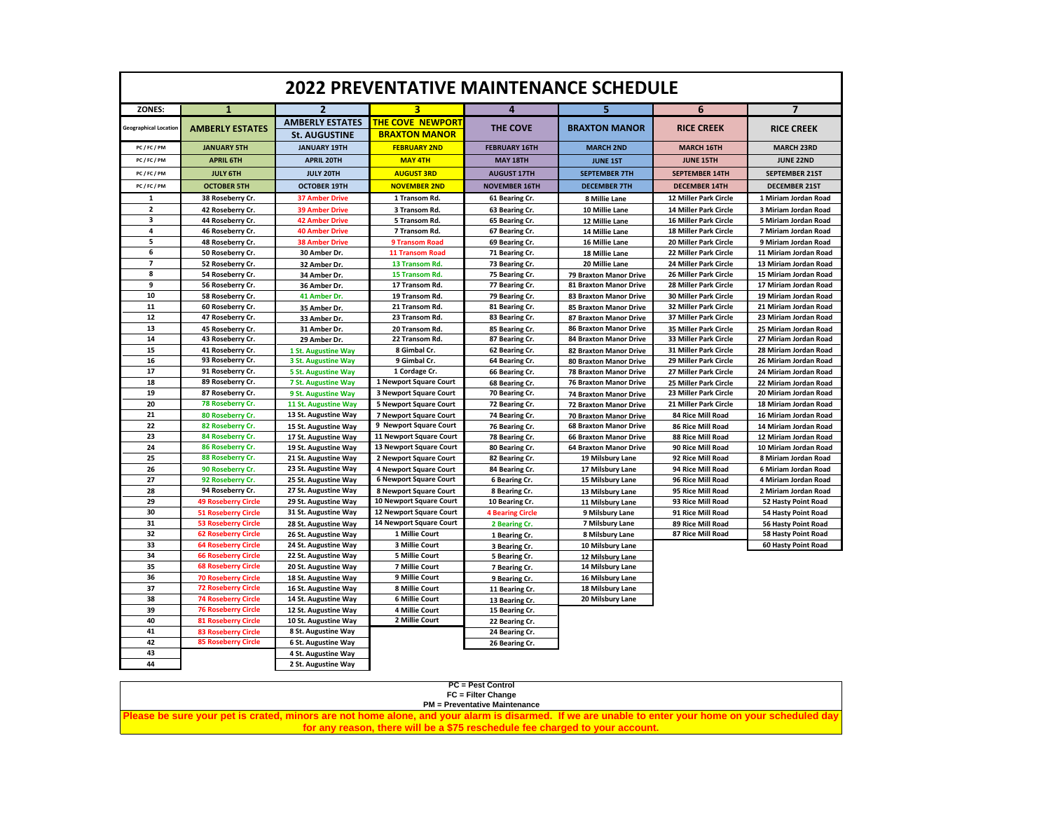# 2022 PREVENTATIVE MAINTENANCE SCHEDULE

| ZONES: | 1 | 2 | 3 | 4 | 5 | 6 | 7 |
|---|---|---|---|---|---|---|---|
| Geographical Location | AMBERLY ESTATES | AMBERLY ESTATES St. AUGUSTINE | THE COVE NEWPORT BRAXTON MANOR | THE COVE | BRAXTON MANOR | RICE CREEK | RICE CREEK |
| PC / FC / PM | JANUARY 5TH | JANUARY 19TH | FEBRUARY 2ND | FEBRUARY 16TH | MARCH 2ND | MARCH 16TH | MARCH 23RD |
| PC / FC / PM | APRIL 6TH | APRIL 20TH | MAY 4TH | MAY 18TH | JUNE 1ST | JUNE 15TH | JUNE 22ND |
| PC / FC / PM | JULY 6TH | JULY 20TH | AUGUST 3RD | AUGUST 17TH | SEPTEMBER 7TH | SEPTEMBER 14TH | SEPTEMBER 21ST |
| PC / FC / PM | OCTOBER 5TH | OCTOBER 19TH | NOVEMBER 2ND | NOVEMBER 16TH | DECEMBER 7TH | DECEMBER 14TH | DECEMBER 21ST |
| 1 | 38 Roseberry Cr. | 37 Amber Drive | 1 Transom Rd. | 61 Bearing Cr. | 8 Millie Lane | 12 Miller Park Circle | 1 Miriam Jordan Road |
| 2 | 42 Roseberry Cr. | 39 Amber Drive | 3 Transom Rd. | 63 Bearing Cr. | 10 Millie Lane | 14 Miller Park Circle | 3 Miriam Jordan Road |
| 3 | 44 Roseberry Cr. | 42 Amber Drive | 5 Transom Rd. | 65 Bearing Cr. | 12 Millie Lane | 16 Miller Park Circle | 5 Miriam Jordan Road |
| 4 | 46 Roseberry Cr. | 40 Amber Drive | 7 Transom Rd. | 67 Bearing Cr. | 14 Millie Lane | 18 Miller Park Circle | 7 Miriam Jordan Road |
| 5 | 48 Roseberry Cr. | 38 Amber Drive | 9 Transom Road | 69 Bearing Cr. | 16 Millie Lane | 20 Miller Park Circle | 9 Miriam Jordan Road |
| 6 | 50 Roseberry Cr. | 30 Amber Dr. | 11 Transom Road | 71 Bearing Cr. | 18 Millie Lane | 22 Miller Park Circle | 11 Miriam Jordan Road |
| 7 | 52 Roseberry Cr. | 32 Amber Dr. | 13 Transom Rd. | 73 Bearing Cr. | 20 Millie Lane | 24 Miller Park Circle | 13 Miriam Jordan Road |
| 8 | 54 Roseberry Cr. | 34 Amber Dr. | 15 Transom Rd. | 75 Bearing Cr. | 79 Braxton Manor Drive | 26 Miller Park Circle | 15 Miriam Jordan Road |
| 9 | 56 Roseberry Cr. | 36 Amber Dr. | 17 Transom Rd. | 77 Bearing Cr. | 81 Braxton Manor Drive | 28 Miller Park Circle | 17 Miriam Jordan Road |
| 10 | 58 Roseberry Cr. | 41 Amber Dr. | 19 Transom Rd. | 79 Bearing Cr. | 83 Braxton Manor Drive | 30 Miller Park Circle | 19 Miriam Jordan Road |
| 11 | 60 Roseberry Cr. | 35 Amber Dr. | 21 Transom Rd. | 81 Bearing Cr. | 85 Braxton Manor Drive | 32 Miller Park Circle | 21 Miriam Jordan Road |
| 12 | 47 Roseberry Cr. | 33 Amber Dr. | 23 Transom Rd. | 83 Bearing Cr. | 87 Braxton Manor Drive | 37 Miller Park Circle | 23 Miriam Jordan Road |
| 13 | 45 Roseberry Cr. | 31 Amber Dr. | 20 Transom Rd. | 85 Bearing Cr. | 86 Braxton Manor Drive | 35 Miller Park Circle | 25 Miriam Jordan Road |
| 14 | 43 Roseberry Cr. | 29 Amber Dr. | 22 Transom Rd. | 87 Bearing Cr. | 84 Braxton Manor Drive | 33 Miller Park Circle | 27 Miriam Jordan Road |
| 15 | 41 Roseberry Cr. | 1 St. Augustine Way | 8 Gimbal Cr. | 62 Bearing Cr. | 82 Braxton Manor Drive | 31 Miller Park Circle | 28 Miriam Jordan Road |
| 16 | 93 Roseberry Cr. | 3 St. Augustine Way | 9 Gimbal Cr. | 64 Bearing Cr. | 80 Braxton Manor Drive | 29 Miller Park Circle | 26 Miriam Jordan Road |
| 17 | 91 Roseberry Cr. | 5 St. Augustine Way | 1 Cordage Cr. | 66 Bearing Cr. | 78 Braxton Manor Drive | 27 Miller Park Circle | 24 Miriam Jordan Road |
| 18 | 89 Roseberry Cr. | 7 St. Augustine Way | 1 Newport Square Court | 68 Bearing Cr. | 76 Braxton Manor Drive | 25 Miller Park Circle | 22 Miriam Jordan Road |
| 19 | 87 Roseberry Cr. | 9 St. Augustine Way | 3 Newport Square Court | 70 Bearing Cr. | 74 Braxton Manor Drive | 23 Miller Park Circle | 20 Miriam Jordan Road |
| 20 | 78 Roseberry Cr. | 11 St. Augustine Way | 5 Newport Square Court | 72 Bearing Cr. | 72 Braxton Manor Drive | 21 Miller Park Circle | 18 Miriam Jordan Road |
| 21 | 80 Roseberry Cr. | 13 St. Augustine Way | 7 Newport Square Court | 74 Bearing Cr. | 70 Braxton Manor Drive | 84 Rice Mill Road | 16 Miriam Jordan Road |
| 22 | 82 Roseberry Cr. | 15 St. Augustine Way | 9 Newport Square Court | 76 Bearing Cr. | 68 Braxton Manor Drive | 86 Rice Mill Road | 14 Miriam Jordan Road |
| 23 | 84 Roseberry Cr. | 17 St. Augustine Way | 11 Newport Square Court | 78 Bearing Cr. | 66 Braxton Manor Drive | 88 Rice Mill Road | 12 Miriam Jordan Road |
| 24 | 86 Roseberry Cr. | 19 St. Augustine Way | 13 Newport Square Court | 80 Bearing Cr. | 64 Braxton Manor Drive | 90 Rice Mill Road | 10 Miriam Jordan Road |
| 25 | 88 Roseberry Cr. | 21 St. Augustine Way | 2 Newport Square Court | 82 Bearing Cr. | 19 Milsbury Lane | 92 Rice Mill Road | 8 Miriam Jordan Road |
| 26 | 90 Roseberry Cr. | 23 St. Augustine Way | 4 Newport Square Court | 84 Bearing Cr. | 17 Milsbury Lane | 94 Rice Mill Road | 6 Miriam Jordan Road |
| 27 | 92 Roseberry Cr. | 25 St. Augustine Way | 6 Newport Square Court | 6 Bearing Cr. | 15 Milsbury Lane | 96 Rice Mill Road | 4 Miriam Jordan Road |
| 28 | 94 Roseberry Cr. | 27 St. Augustine Way | 8 Newport Square Court | 8 Bearing Cr. | 13 Milsbury Lane | 95 Rice Mill Road | 2 Miriam Jordan Road |
| 29 | 49 Roseberry Circle | 29 St. Augustine Way | 10 Newport Square Court | 10 Bearing Cr. | 11 Milsbury Lane | 93 Rice Mill Road | 52 Hasty Point Road |
| 30 | 51 Roseberry Circle | 31 St. Augustine Way | 12 Newport Square Court | 4 Bearing Circle | 9 Milsbury Lane | 91 Rice Mill Road | 54 Hasty Point Road |
| 31 | 53 Roseberry Circle | 28 St. Augustine Way | 14 Newport Square Court | 2 Bearing Cr. | 7 Milsbury Lane | 89 Rice Mill Road | 56 Hasty Point Road |
| 32 | 62 Roseberry Circle | 26 St. Augustine Way | 1 Millie Court | 1 Bearing Cr. | 8 Milsbury Lane | 87 Rice Mill Road | 58 Hasty Point Road |
| 33 | 64 Roseberry Circle | 24 St. Augustine Way | 3 Millie Court | 3 Bearing Cr. | 10 Milsbury Lane | | 60 Hasty Point Road |
| 34 | 66 Roseberry Circle | 22 St. Augustine Way | 5 Millie Court | 5 Bearing Cr. | 12 Milsbury Lane | | |
| 35 | 68 Roseberry Circle | 20 St. Augustine Way | 7 Millie Court | 7 Bearing Cr. | 14 Milsbury Lane | | |
| 36 | 70 Roseberry Circle | 18 St. Augustine Way | 9 Millie Court | 9 Bearing Cr. | 16 Milsbury Lane | | |
| 37 | 72 Roseberry Circle | 16 St. Augustine Way | 8 Millie Court | 11 Bearing Cr. | 18 Milsbury Lane | | |
| 38 | 74 Roseberry Circle | 14 St. Augustine Way | 6 Millie Court | 13 Bearing Cr. | 20 Milsbury Lane | | |
| 39 | 76 Roseberry Circle | 12 St. Augustine Way | 4 Millie Court | 15 Bearing Cr. | | | |
| 40 | 81 Roseberry Circle | 10 St. Augustine Way | 2 Millie Court | 22 Bearing Cr. | | | |
| 41 | 83 Roseberry Circle | 8 St. Augustine Way | | 24 Bearing Cr. | | | |
| 42 | 85 Roseberry Circle | 6 St. Augustine Way | | 26 Bearing Cr. | | | |
| 43 | | 4 St. Augustine Way | | | | | |
| 44 | | 2 St. Augustine Way | | | | | |

PC = Pest Control
FC = Filter Change
PM = Preventative Maintenance

**Please be sure your pet is crated, minors are not home alone, and your alarm is disarmed. If we are unable to enter your home on your scheduled day for any reason, there will be a $75 reschedule fee charged to your account.**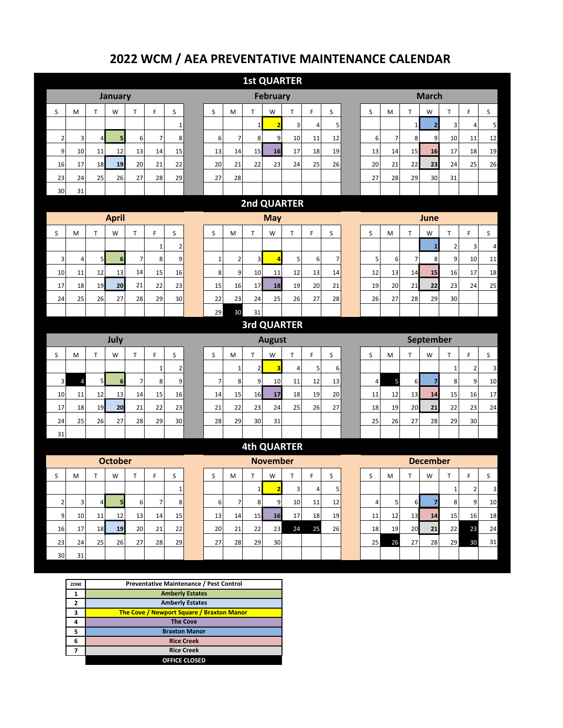# 2022 WCM / AEA PREVENTATIVE MAINTENANCE CALENDAR

## 1st QUARTER

### January

| S | M | T | W | T | F | S |
|---|---|---|---|---|---|---|
| | | | | | | 1 |
| 2 | 3 | 4 | 5 | 6 | 7 | 8 |
| 9 | 10 | 11 | 12 | 13 | 14 | 15 |
| 16 | 17 | 18 | 19 | 20 | 21 | 22 |
| 23 | 24 | 25 | 26 | 27 | 28 | 29 |
| 30 | 31 | | | | | |

### February

| S | M | T | W | T | F | S |
|---|---|---|---|---|---|---|
| | | 1 | 2 | 3 | 4 | 5 |
| 6 | 7 | 8 | 9 | 10 | 11 | 12 |
| 13 | 14 | 15 | 16 | 17 | 18 | 19 |
| 20 | 21 | 22 | 23 | 24 | 25 | 26 |
| 27 | 28 | | | | | |

### March

| S | M | T | W | T | F | S |
|---|---|---|---|---|---|---|
| | | 1 | 2 | 3 | 4 | 5 |
| 6 | 7 | 8 | 9 | 10 | 11 | 12 |
| 13 | 14 | 15 | 16 | 17 | 18 | 19 |
| 20 | 21 | 22 | 23 | 24 | 25 | 26 |
| 27 | 28 | 29 | 30 | 31 | | |

## 2nd QUARTER

### April

| S | M | T | W | T | F | S |
|---|---|---|---|---|---|---|
| | | | | | 1 | 2 |
| 3 | 4 | 5 | 6 | 7 | 8 | 9 |
| 10 | 11 | 12 | 13 | 14 | 15 | 16 |
| 17 | 18 | 19 | 20 | 21 | 22 | 23 |
| 24 | 25 | 26 | 27 | 28 | 29 | 30 |

### May

| S | M | T | W | T | F | S |
|---|---|---|---|---|---|---|
| 1 | 2 | 3 | 4 | 5 | 6 | 7 |
| 8 | 9 | 10 | 11 | 12 | 13 | 14 |
| 15 | 16 | 17 | 18 | 19 | 20 | 21 |
| 22 | 23 | 24 | 25 | 26 | 27 | 28 |
| 29 | 30 | 31 | | | | |

### June

| S | M | T | W | T | F | S |
|---|---|---|---|---|---|---|
| | | | 1 | 2 | 3 | 4 |
| 5 | 6 | 7 | 8 | 9 | 10 | 11 |
| 12 | 13 | 14 | 15 | 16 | 17 | 18 |
| 19 | 20 | 21 | 22 | 23 | 24 | 25 |
| 26 | 27 | 28 | 29 | 30 | | |

## 3rd QUARTER

### July

| S | M | T | W | T | F | S |
|---|---|---|---|---|---|---|
| | | | | | 1 | 2 |
| 3 | 4 | 5 | 6 | 7 | 8 | 9 |
| 10 | 11 | 12 | 13 | 14 | 15 | 16 |
| 17 | 18 | 19 | 20 | 21 | 22 | 23 |
| 24 | 25 | 26 | 27 | 28 | 29 | 30 |
| 31 | | | | | | |

### August

| S | M | T | W | T | F | S |
|---|---|---|---|---|---|---|
| | 1 | 2 | 3 | 4 | 5 | 6 |
| 7 | 8 | 9 | 10 | 11 | 12 | 13 |
| 14 | 15 | 16 | 17 | 18 | 19 | 20 |
| 21 | 22 | 23 | 24 | 25 | 26 | 27 |
| 28 | 29 | 30 | 31 | | | |

### September

| S | M | T | W | T | F | S |
|---|---|---|---|---|---|---|
| | | | | 1 | 2 | 3 |
| 4 | 5 | 6 | 7 | 8 | 9 | 10 |
| 11 | 12 | 13 | 14 | 15 | 16 | 17 |
| 18 | 19 | 20 | 21 | 22 | 23 | 24 |
| 25 | 26 | 27 | 28 | 29 | 30 | |

## 4th QUARTER

### October

| S | M | T | W | T | F | S |
|---|---|---|---|---|---|---|
| | | | | | | 1 |
| 2 | 3 | 4 | 5 | 6 | 7 | 8 |
| 9 | 10 | 11 | 12 | 13 | 14 | 15 |
| 16 | 17 | 18 | 19 | 20 | 21 | 22 |
| 23 | 24 | 25 | 26 | 27 | 28 | 29 |
| 30 | 31 | | | | | |

### November

| S | M | T | W | T | F | S |
|---|---|---|---|---|---|---|
| | | 1 | 2 | 3 | 4 | 5 |
| 6 | 7 | 8 | 9 | 10 | 11 | 12 |
| 13 | 14 | 15 | 16 | 17 | 18 | 19 |
| 20 | 21 | 22 | 23 | 24 | 25 | 26 |
| 27 | 28 | 29 | 30 | | | |

### December

| S | M | T | W | T | F | S |
|---|---|---|---|---|---|---|
| | | | | 1 | 2 | 3 |
| 4 | 5 | 6 | 7 | 8 | 9 | 10 |
| 11 | 12 | 13 | 14 | 15 | 16 | 18 |
| 18 | 19 | 20 | 21 | 22 | 23 | 24 |
| 25 | 26 | 27 | 28 | 29 | 30 | 31 |

| ZONE | Preventative Maintenance / Pest Control |
|---|---|
| 1 | Amberly Estates |
| 2 | Amberly Estates |
| 3 | The Cove / Newport Square / Braxton Manor |
| 4 | The Cove |
| 5 | Braxton Manor |
| 6 | Rice Creek |
| 7 | Rice Creek |
| | OFFICE CLOSED |